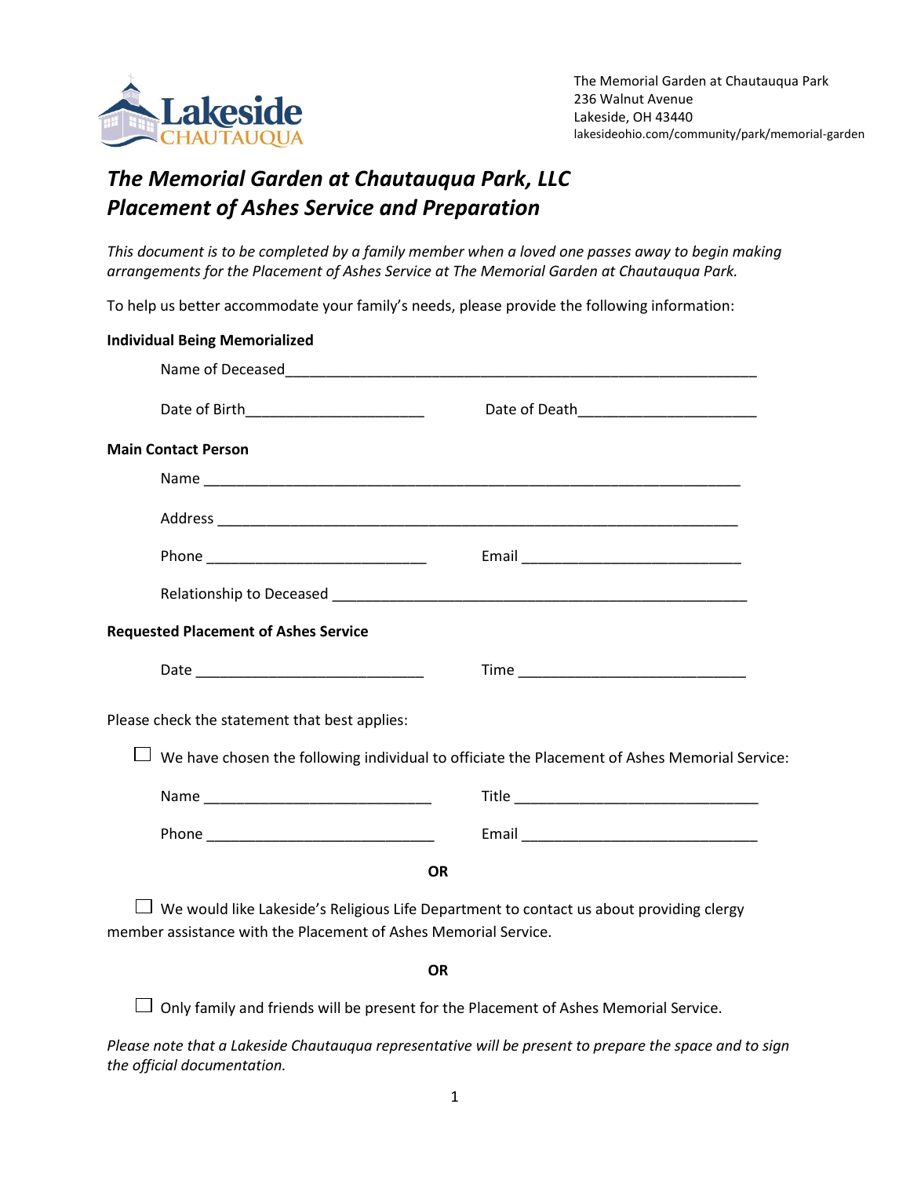Lakeside CHAUTAUQUA

The Memorial Garden at Chautauqua Park
236 Walnut Avenue
Lakeside, OH 43440
lakesideohio.com/community/park/memorial-garden

# *The Memorial Garden at Chautauqua Park, LLC*
# *Placement of Ashes Service and Preparation*

*This document is to be completed by a family member when a loved one passes away to begin making arrangements for the Placement of Ashes Service at The Memorial Garden at Chautauqua Park.*

To help us better accommodate your family's needs, please provide the following information:

**Individual Being Memorialized**

Name of Deceased_______________________________________________________________

Date of Birth______________________ Date of Death______________________

**Main Contact Person**

Name _________________________________________________________________

Address _______________________________________________________________

Phone ___________________________ Email ___________________________

Relationship to Deceased ___________________________________________________

**Requested Placement of Ashes Service**

Date ___________________________ Time ___________________________

Please check the statement that best applies:

☐ We have chosen the following individual to officiate the Placement of Ashes Memorial Service:

Name ___________________________ Title ______________________________

Phone ___________________________ Email ____________________________

**OR**

☐ We would like Lakeside's Religious Life Department to contact us about providing clergy member assistance with the Placement of Ashes Memorial Service.

**OR**

☐ Only family and friends will be present for the Placement of Ashes Memorial Service.

*Please note that a Lakeside Chautauqua representative will be present to prepare the space and to sign the official documentation.*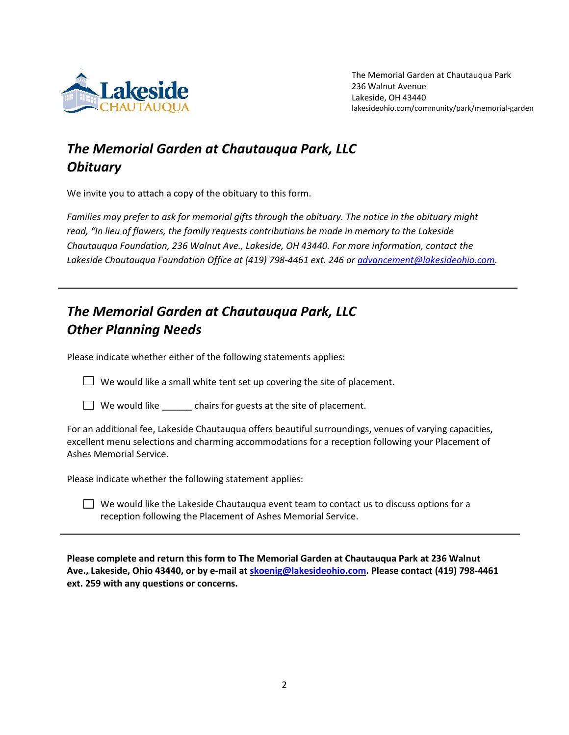The Memorial Garden at Chautauqua Park
236 Walnut Avenue
Lakeside, OH 43440
lakesideohio.com/community/park/memorial-garden

## *The Memorial Garden at Chautauqua Park, LLC Obituary*

We invite you to attach a copy of the obituary to this form.

*Families may prefer to ask for memorial gifts through the obituary. The notice in the obituary might read, "In lieu of flowers, the family requests contributions be made in memory to the Lakeside Chautauqua Foundation, 236 Walnut Ave., Lakeside, OH 43440. For more information, contact the Lakeside Chautauqua Foundation Office at (419) 798-4461 ext. 246 or advancement@lakesideohio.com.*

---

## *The Memorial Garden at Chautauqua Park, LLC Other Planning Needs*

Please indicate whether either of the following statements applies:

☐ We would like a small white tent set up covering the site of placement.

☐ We would like ______ chairs for guests at the site of placement.

For an additional fee, Lakeside Chautauqua offers beautiful surroundings, venues of varying capacities, excellent menu selections and charming accommodations for a reception following your Placement of Ashes Memorial Service.

Please indicate whether the following statement applies:

☐ We would like the Lakeside Chautauqua event team to contact us to discuss options for a reception following the Placement of Ashes Memorial Service.

---

**Please complete and return this form to The Memorial Garden at Chautauqua Park at 236 Walnut Ave., Lakeside, Ohio 43440, or by e-mail at skoenig@lakesideohio.com. Please contact (419) 798-4461 ext. 259 with any questions or concerns.**